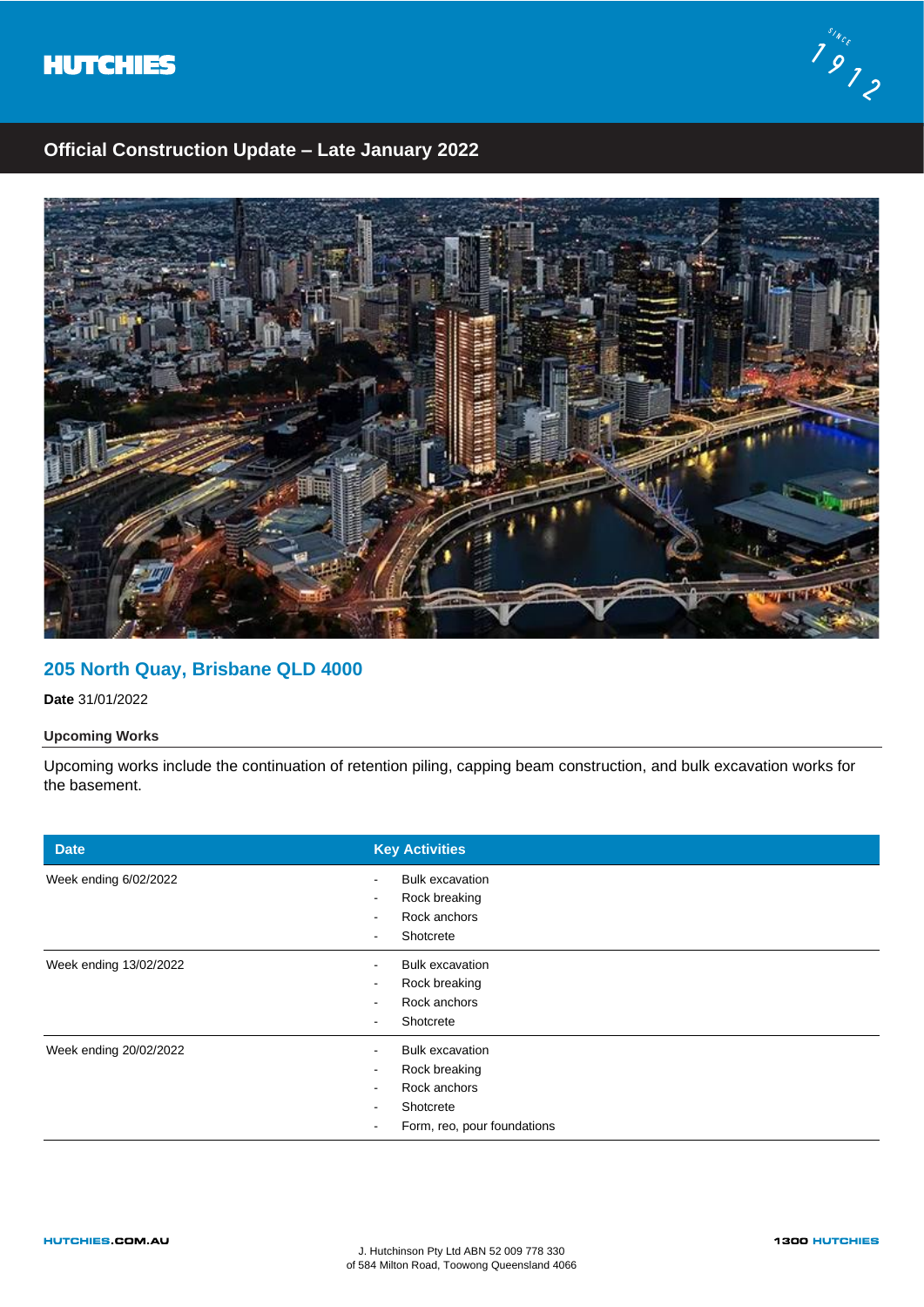HUTCHIES

Since 1912

## Official Construction Update – Late January 2022

## 205 North Quay, Brisbane QLD 4000

**Date** 31/01/2022

**Upcoming Works**

Upcoming works include the continuation of retention piling, capping beam construction, and bulk excavation works for the basement.

| Date | Key Activities |
|---|---|
| Week ending 6/02/2022 | - Bulk excavation<br>- Rock breaking<br>- Rock anchors<br>- Shotcrete |
| Week ending 13/02/2022 | - Bulk excavation<br>- Rock breaking<br>- Rock anchors<br>- Shotcrete |
| Week ending 20/02/2022 | - Bulk excavation<br>- Rock breaking<br>- Rock anchors<br>- Shotcrete<br>- Form, reo, pour foundations |

HUTCHIES.COM.AU

J. Hutchinson Pty Ltd ABN 52 009 778 330
of 584 Milton Road, Toowong Queensland 4066

1300 HUTCHIES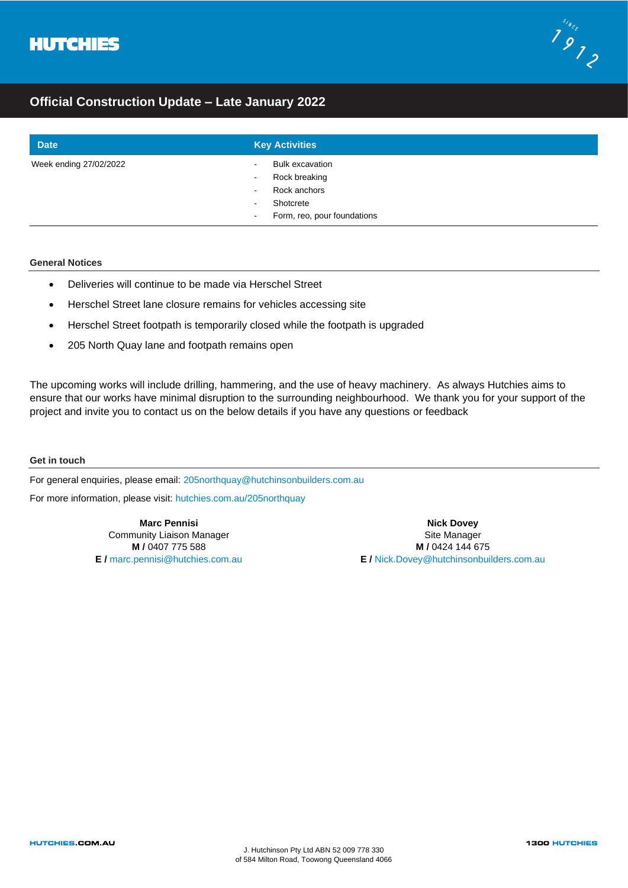HUTCHIES

# Official Construction Update – Late January 2022

| Date | Key Activities |
| --- | --- |
| Week ending 27/02/2022 | - Bulk excavation<br>- Rock breaking<br>- Rock anchors<br>- Shotcrete<br>- Form, reo, pour foundations |

## General Notices

- Deliveries will continue to be made via Herschel Street
- Herschel Street lane closure remains for vehicles accessing site
- Herschel Street footpath is temporarily closed while the footpath is upgraded
- 205 North Quay lane and footpath remains open

The upcoming works will include drilling, hammering, and the use of heavy machinery. As always Hutchies aims to ensure that our works have minimal disruption to the surrounding neighbourhood. We thank you for your support of the project and invite you to contact us on the below details if you have any questions or feedback

## Get in touch

For general enquiries, please email: 205northquay@hutchinsonbuilders.com.au

For more information, please visit: hutchies.com.au/205northquay

**Marc Pennisi**
Community Liaison Manager
**M /** 0407 775 588
**E /** marc.pennisi@hutchies.com.au

**Nick Dovey**
Site Manager
**M /** 0424 144 675
**E /** Nick.Dovey@hutchinsonbuilders.com.au

HUTCHIES.COM.AU

J. Hutchinson Pty Ltd ABN 52 009 778 330
of 584 Milton Road, Toowong Queensland 4066

1300 HUTCHIES